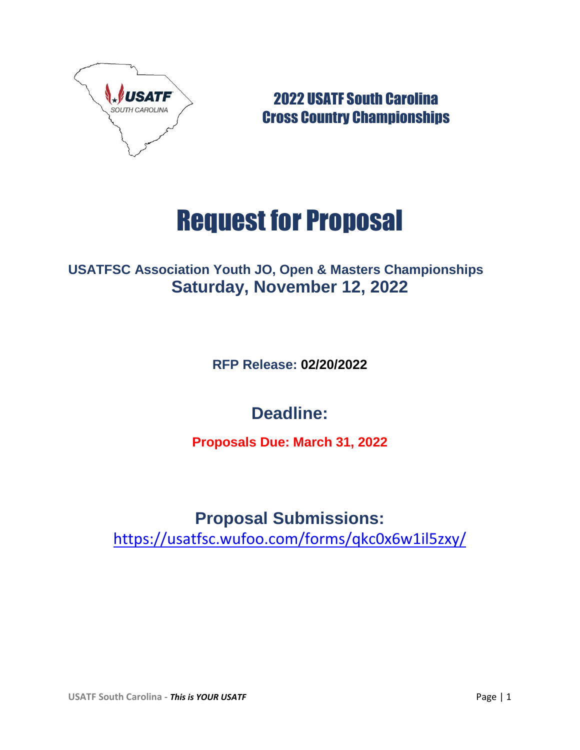# 2022 USATF South Carolina Cross Country Championships

# Request for Proposal

## USATFSC Association Youth JO, Open & Masters Championships

## Saturday, November 12, 2022

**RFP Release: 02/20/2022**

## Deadline:

**Proposals Due: March 31, 2022**

## Proposal Submissions:

https://usatfsc.wufoo.com/forms/qkc0x6w1il5zxy/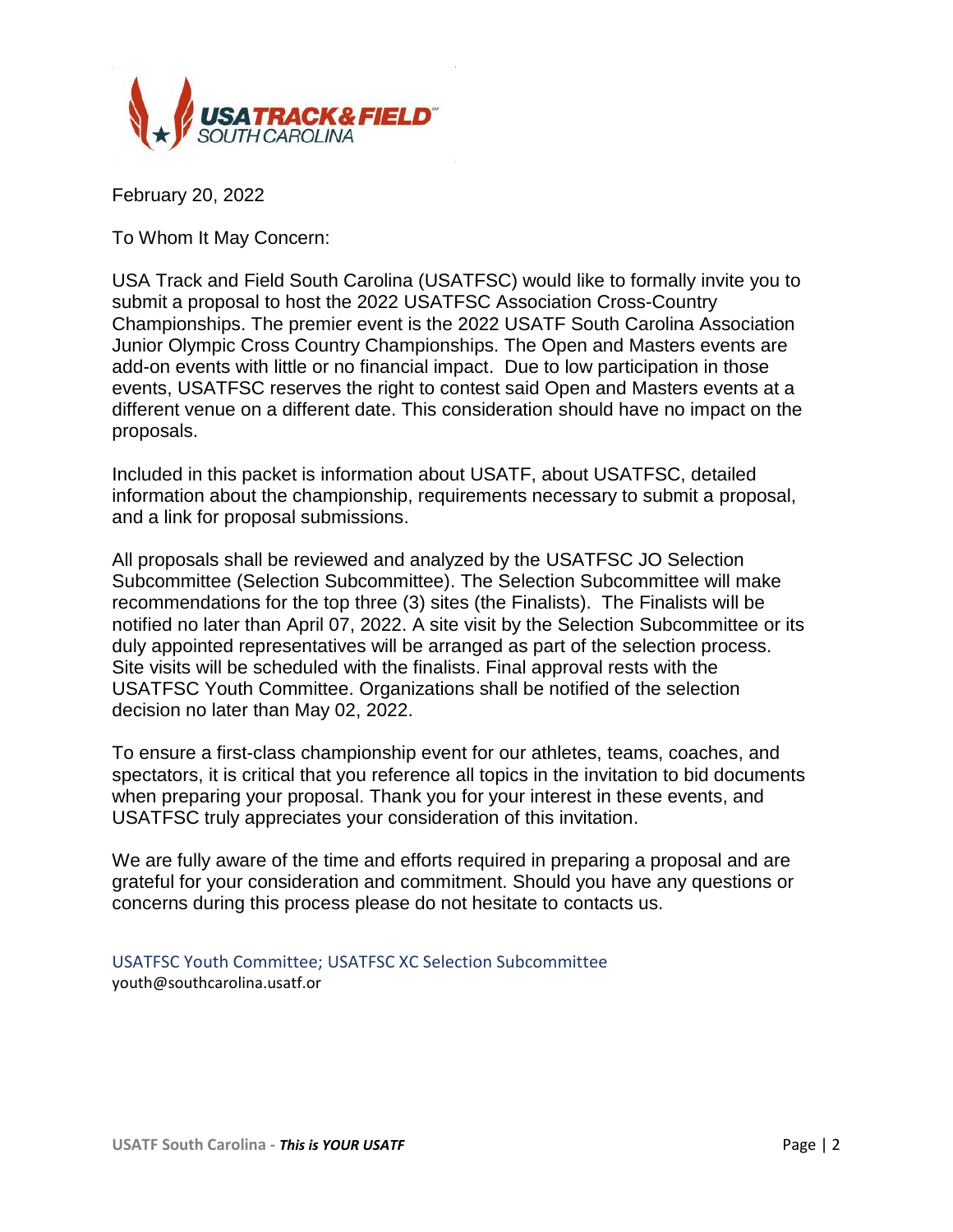February 20, 2022

To Whom It May Concern:

USA Track and Field South Carolina (USATFSC) would like to formally invite you to submit a proposal to host the 2022 USATFSC Association Cross-Country Championships. The premier event is the 2022 USATF South Carolina Association Junior Olympic Cross Country Championships. The Open and Masters events are add-on events with little or no financial impact. Due to low participation in those events, USATFSC reserves the right to contest said Open and Masters events at a different venue on a different date. This consideration should have no impact on the proposals.

Included in this packet is information about USATF, about USATFSC, detailed information about the championship, requirements necessary to submit a proposal, and a link for proposal submissions.

All proposals shall be reviewed and analyzed by the USATFSC JO Selection Subcommittee (Selection Subcommittee). The Selection Subcommittee will make recommendations for the top three (3) sites (the Finalists). The Finalists will be notified no later than April 07, 2022. A site visit by the Selection Subcommittee or its duly appointed representatives will be arranged as part of the selection process. Site visits will be scheduled with the finalists. Final approval rests with the USATFSC Youth Committee. Organizations shall be notified of the selection decision no later than May 02, 2022.

To ensure a first-class championship event for our athletes, teams, coaches, and spectators, it is critical that you reference all topics in the invitation to bid documents when preparing your proposal. Thank you for your interest in these events, and USATFSC truly appreciates your consideration of this invitation.

We are fully aware of the time and efforts required in preparing a proposal and are grateful for your consideration and commitment. Should you have any questions or concerns during this process please do not hesitate to contacts us.

USATFSC Youth Committee; USATFSC XC Selection Subcommittee
youth@southcarolina.usatf.or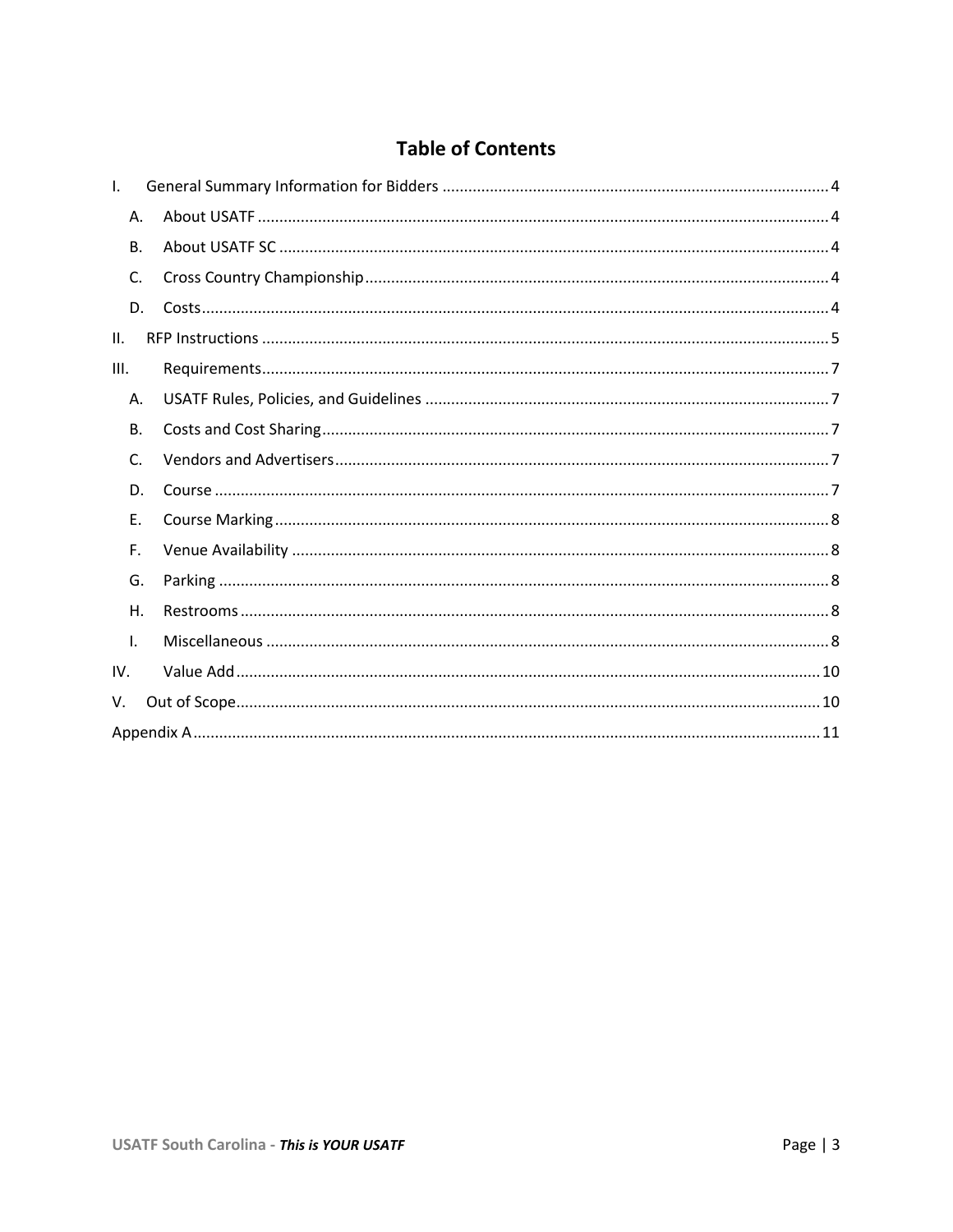# Table of Contents

- I. General Summary Information for Bidders ........ 4
  - A. About USATF ........ 4
  - B. About USATF SC ........ 4
  - C. Cross Country Championship ........ 4
  - D. Costs ........ 4
- II. RFP Instructions ........ 5
- III. Requirements ........ 7
  - A. USATF Rules, Policies, and Guidelines ........ 7
  - B. Costs and Cost Sharing ........ 7
  - C. Vendors and Advertisers ........ 7
  - D. Course ........ 7
  - E. Course Marking ........ 8
  - F. Venue Availability ........ 8
  - G. Parking ........ 8
  - H. Restrooms ........ 8
  - I. Miscellaneous ........ 8
- IV. Value Add ........ 10
- V. Out of Scope ........ 10
- Appendix A ........ 11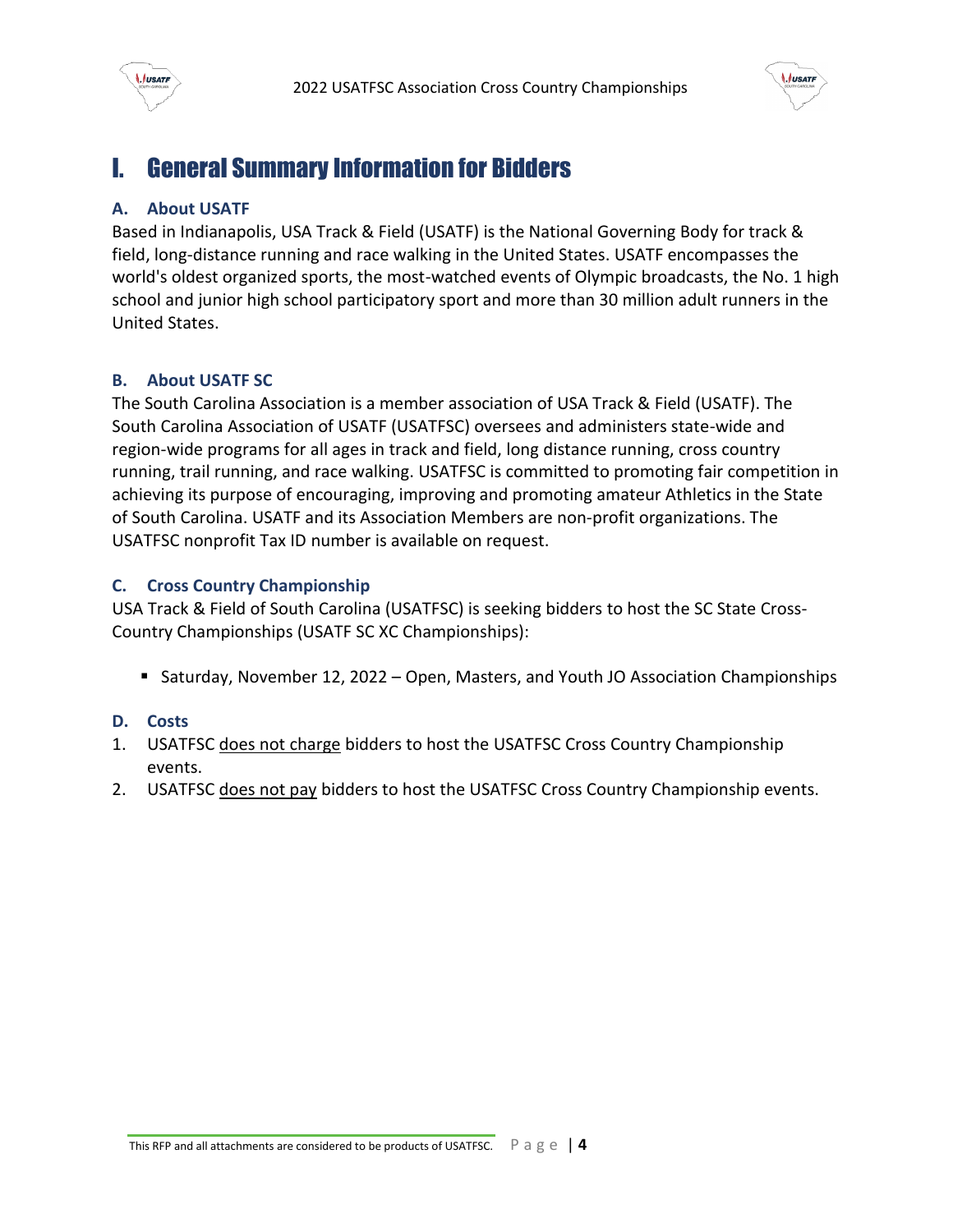# I. General Summary Information for Bidders

### A. About USATF

Based in Indianapolis, USA Track & Field (USATF) is the National Governing Body for track & field, long-distance running and race walking in the United States. USATF encompasses the world's oldest organized sports, the most-watched events of Olympic broadcasts, the No. 1 high school and junior high school participatory sport and more than 30 million adult runners in the United States.

### B. About USATF SC

The South Carolina Association is a member association of USA Track & Field (USATF). The South Carolina Association of USATF (USATFSC) oversees and administers state-wide and region-wide programs for all ages in track and field, long distance running, cross country running, trail running, and race walking. USATFSC is committed to promoting fair competition in achieving its purpose of encouraging, improving and promoting amateur Athletics in the State of South Carolina. USATF and its Association Members are non-profit organizations. The USATFSC nonprofit Tax ID number is available on request.

### C. Cross Country Championship

USA Track & Field of South Carolina (USATFSC) is seeking bidders to host the SC State Cross-Country Championships (USATF SC XC Championships):

- Saturday, November 12, 2022 – Open, Masters, and Youth JO Association Championships

### D. Costs

1. USATFSC does not charge bidders to host the USATFSC Cross Country Championship events.
2. USATFSC does not pay bidders to host the USATFSC Cross Country Championship events.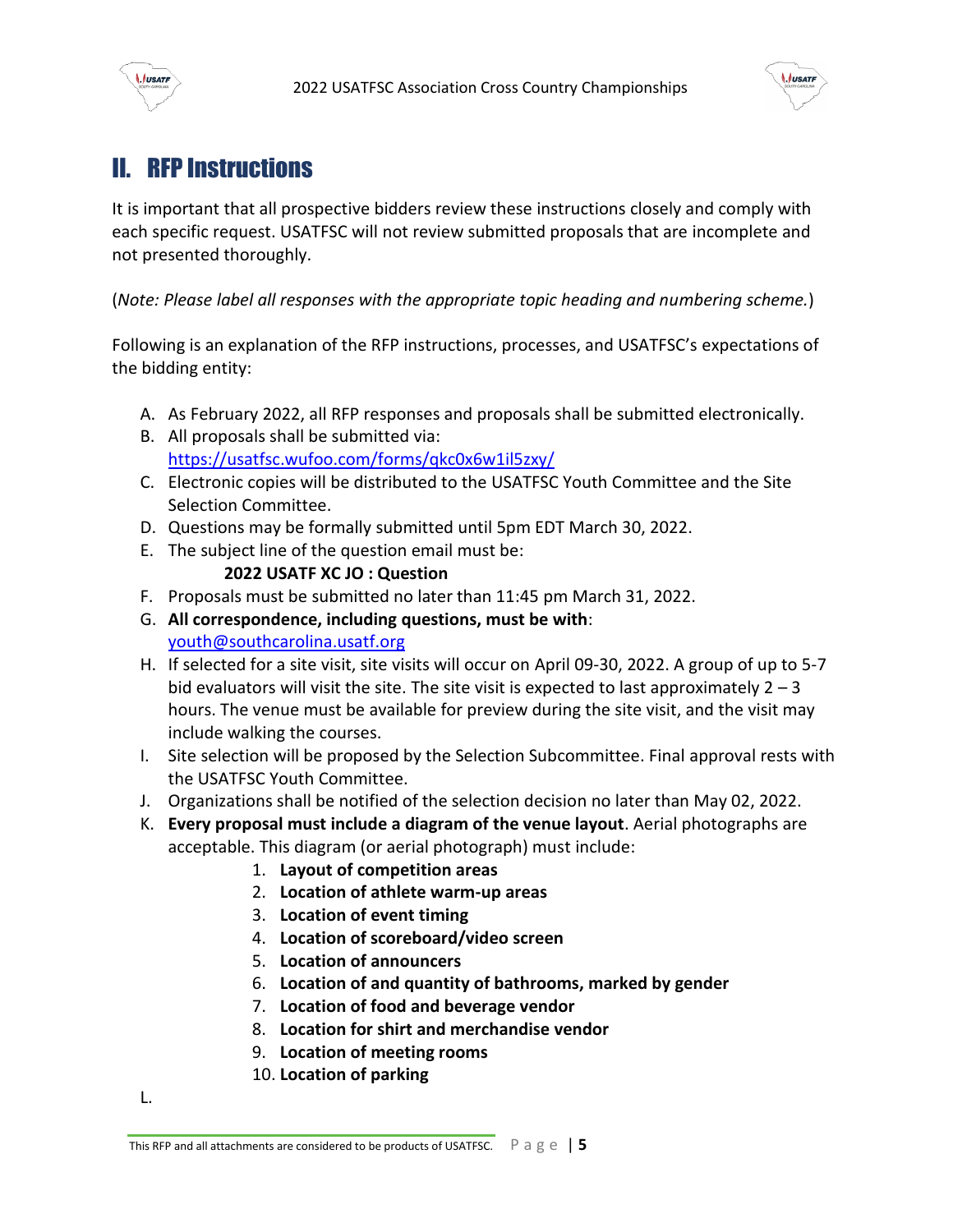## II. RFP Instructions

It is important that all prospective bidders review these instructions closely and comply with each specific request. USATFSC will not review submitted proposals that are incomplete and not presented thoroughly.

(*Note: Please label all responses with the appropriate topic heading and numbering scheme.*)

Following is an explanation of the RFP instructions, processes, and USATFSC's expectations of the bidding entity:

A. As February 2022, all RFP responses and proposals shall be submitted electronically.
B. All proposals shall be submitted via: https://usatfsc.wufoo.com/forms/qkc0x6w1il5zxy/
C. Electronic copies will be distributed to the USATFSC Youth Committee and the Site Selection Committee.
D. Questions may be formally submitted until 5pm EDT March 30, 2022.
E. The subject line of the question email must be:
   **2022 USATF XC JO : Question**
F. Proposals must be submitted no later than 11:45 pm March 31, 2022.
G. **All correspondence, including questions, must be with**: youth@southcarolina.usatf.org
H. If selected for a site visit, site visits will occur on April 09-30, 2022. A group of up to 5-7 bid evaluators will visit the site. The site visit is expected to last approximately 2 – 3 hours. The venue must be available for preview during the site visit, and the visit may include walking the courses.
I. Site selection will be proposed by the Selection Subcommittee. Final approval rests with the USATFSC Youth Committee.
J. Organizations shall be notified of the selection decision no later than May 02, 2022.
K. **Every proposal must include a diagram of the venue layout**. Aerial photographs are acceptable. This diagram (or aerial photograph) must include:
   1. **Layout of competition areas**
   2. **Location of athlete warm-up areas**
   3. **Location of event timing**
   4. **Location of scoreboard/video screen**
   5. **Location of announcers**
   6. **Location of and quantity of bathrooms, marked by gender**
   7. **Location of food and beverage vendor**
   8. **Location for shirt and merchandise vendor**
   9. **Location of meeting rooms**
   10. **Location of parking**

L.

This RFP and all attachments are considered to be products of USATFSC.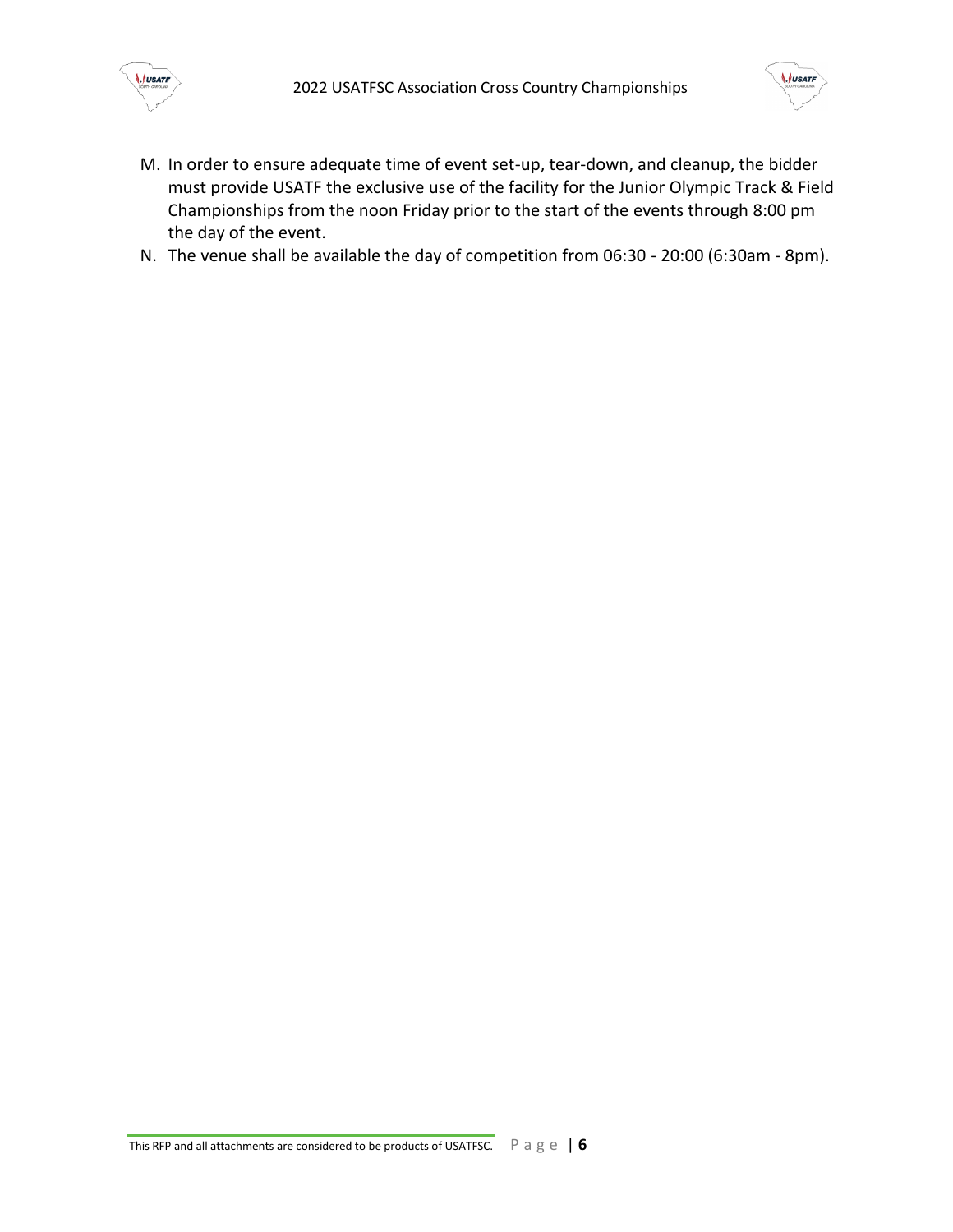M. In order to ensure adequate time of event set-up, tear-down, and cleanup, the bidder must provide USATF the exclusive use of the facility for the Junior Olympic Track & Field Championships from the noon Friday prior to the start of the events through 8:00 pm the day of the event.
N. The venue shall be available the day of competition from 06:30 - 20:00 (6:30am - 8pm).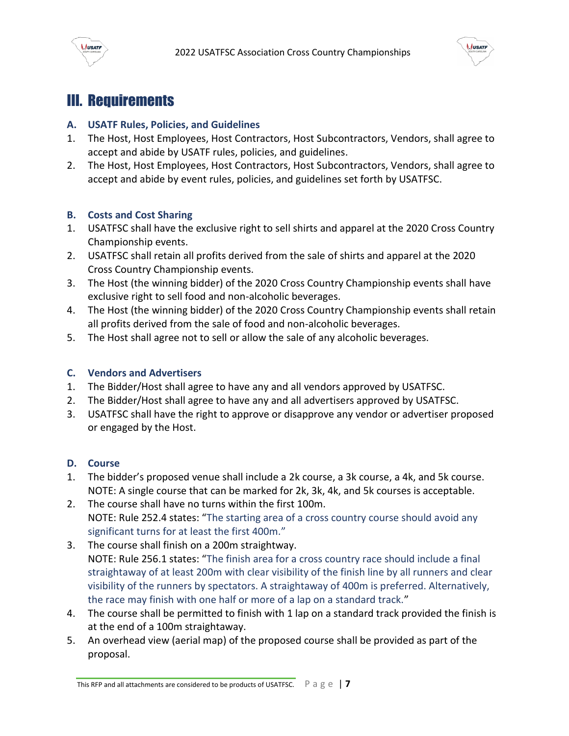# III. Requirements

### A. USATF Rules, Policies, and Guidelines

1. The Host, Host Employees, Host Contractors, Host Subcontractors, Vendors, shall agree to accept and abide by USATF rules, policies, and guidelines.
2. The Host, Host Employees, Host Contractors, Host Subcontractors, Vendors, shall agree to accept and abide by event rules, policies, and guidelines set forth by USATFSC.

### B. Costs and Cost Sharing

1. USATFSC shall have the exclusive right to sell shirts and apparel at the 2020 Cross Country Championship events.
2. USATFSC shall retain all profits derived from the sale of shirts and apparel at the 2020 Cross Country Championship events.
3. The Host (the winning bidder) of the 2020 Cross Country Championship events shall have exclusive right to sell food and non-alcoholic beverages.
4. The Host (the winning bidder) of the 2020 Cross Country Championship events shall retain all profits derived from the sale of food and non-alcoholic beverages.
5. The Host shall agree not to sell or allow the sale of any alcoholic beverages.

### C. Vendors and Advertisers

1. The Bidder/Host shall agree to have any and all vendors approved by USATFSC.
2. The Bidder/Host shall agree to have any and all advertisers approved by USATFSC.
3. USATFSC shall have the right to approve or disapprove any vendor or advertiser proposed or engaged by the Host.

### D. Course

1. The bidder's proposed venue shall include a 2k course, a 3k course, a 4k, and 5k course. NOTE: A single course that can be marked for 2k, 3k, 4k, and 5k courses is acceptable.
2. The course shall have no turns within the first 100m. NOTE: Rule 252.4 states: "The starting area of a cross country course should avoid any significant turns for at least the first 400m."
3. The course shall finish on a 200m straightway. NOTE: Rule 256.1 states: "The finish area for a cross country race should include a final straightaway of at least 200m with clear visibility of the finish line by all runners and clear visibility of the runners by spectators. A straightaway of 400m is preferred. Alternatively, the race may finish with one half or more of a lap on a standard track."
4. The course shall be permitted to finish with 1 lap on a standard track provided the finish is at the end of a 100m straightaway.
5. An overhead view (aerial map) of the proposed course shall be provided as part of the proposal.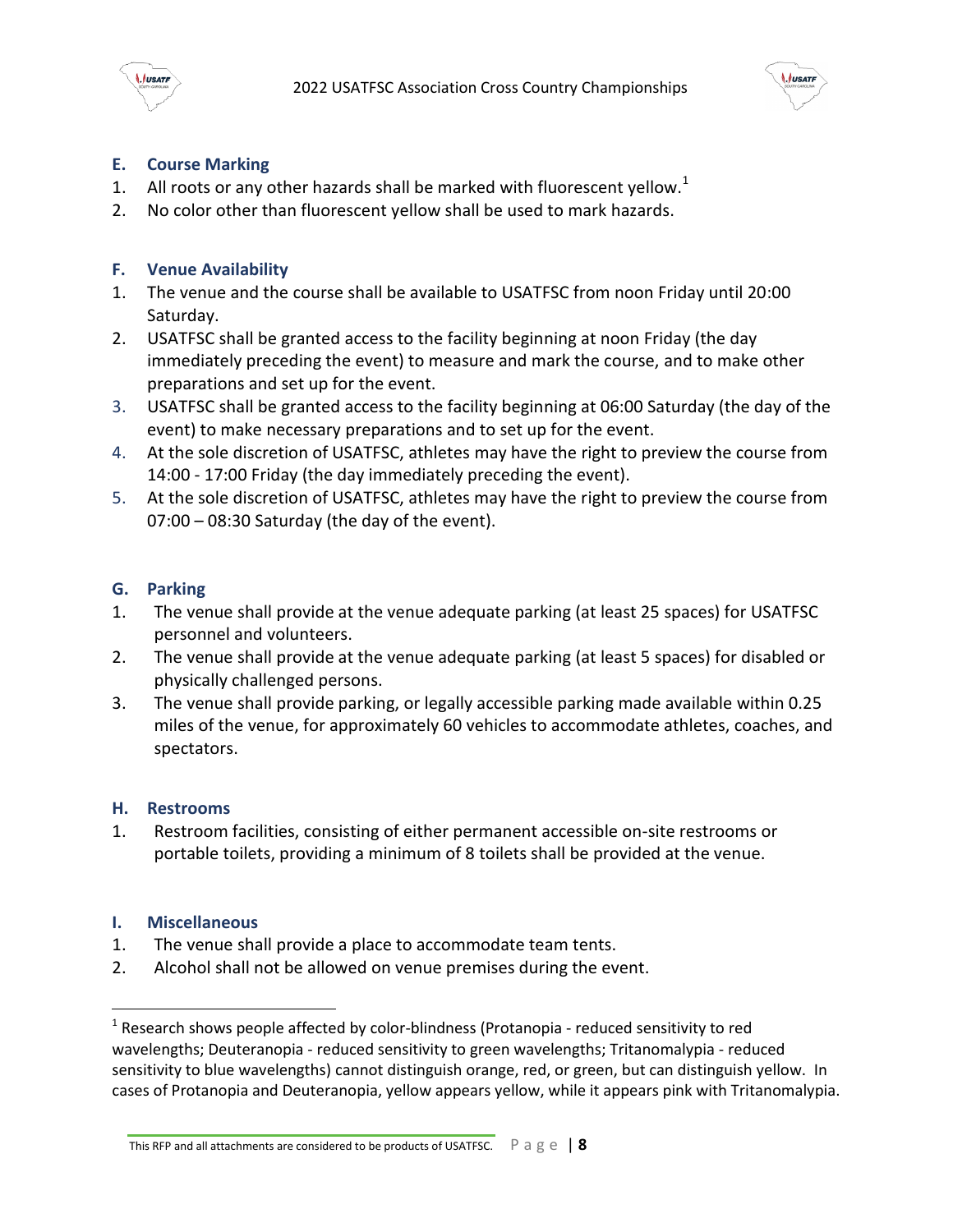## E. Course Marking

1. All roots or any other hazards shall be marked with fluorescent yellow.[1]
2. No color other than fluorescent yellow shall be used to mark hazards.

## F. Venue Availability

1. The venue and the course shall be available to USATFSC from noon Friday until 20:00 Saturday.
2. USATFSC shall be granted access to the facility beginning at noon Friday (the day immediately preceding the event) to measure and mark the course, and to make other preparations and set up for the event.
3. USATFSC shall be granted access to the facility beginning at 06:00 Saturday (the day of the event) to make necessary preparations and to set up for the event.
4. At the sole discretion of USATFSC, athletes may have the right to preview the course from 14:00 - 17:00 Friday (the day immediately preceding the event).
5. At the sole discretion of USATFSC, athletes may have the right to preview the course from 07:00 – 08:30 Saturday (the day of the event).

## G. Parking

1. The venue shall provide at the venue adequate parking (at least 25 spaces) for USATFSC personnel and volunteers.
2. The venue shall provide at the venue adequate parking (at least 5 spaces) for disabled or physically challenged persons.
3. The venue shall provide parking, or legally accessible parking made available within 0.25 miles of the venue, for approximately 60 vehicles to accommodate athletes, coaches, and spectators.

## H. Restrooms

1. Restroom facilities, consisting of either permanent accessible on-site restrooms or portable toilets, providing a minimum of 8 toilets shall be provided at the venue.

## I. Miscellaneous

1. The venue shall provide a place to accommodate team tents.
2. Alcohol shall not be allowed on venue premises during the event.

---

[1] Research shows people affected by color-blindness (Protanopia - reduced sensitivity to red wavelengths; Deuteranopia - reduced sensitivity to green wavelengths; Tritanomalypia - reduced sensitivity to blue wavelengths) cannot distinguish orange, red, or green, but can distinguish yellow. In cases of Protanopia and Deuteranopia, yellow appears yellow, while it appears pink with Tritanomalypia.

This RFP and all attachments are considered to be products of USATFSC.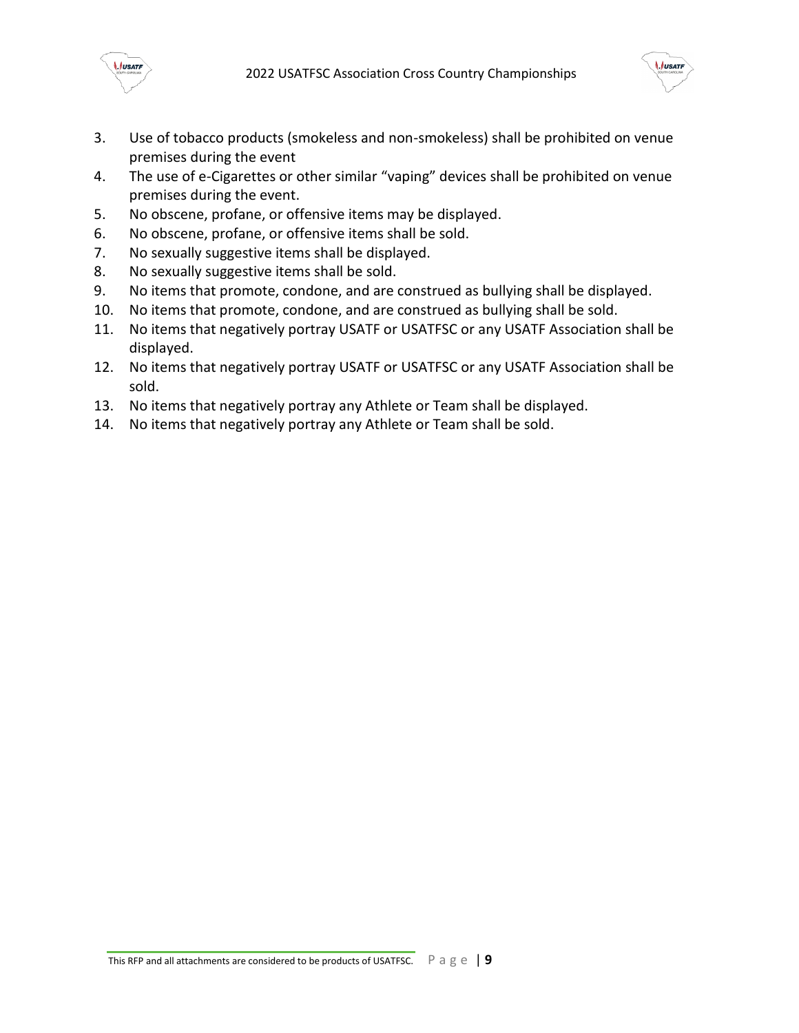3. Use of tobacco products (smokeless and non-smokeless) shall be prohibited on venue premises during the event
4. The use of e-Cigarettes or other similar “vaping” devices shall be prohibited on venue premises during the event.
5. No obscene, profane, or offensive items may be displayed.
6. No obscene, profane, or offensive items shall be sold.
7. No sexually suggestive items shall be displayed.
8. No sexually suggestive items shall be sold.
9. No items that promote, condone, and are construed as bullying shall be displayed.
10. No items that promote, condone, and are construed as bullying shall be sold.
11. No items that negatively portray USATF or USATFSC or any USATF Association shall be displayed.
12. No items that negatively portray USATF or USATFSC or any USATF Association shall be sold.
13. No items that negatively portray any Athlete or Team shall be displayed.
14. No items that negatively portray any Athlete or Team shall be sold.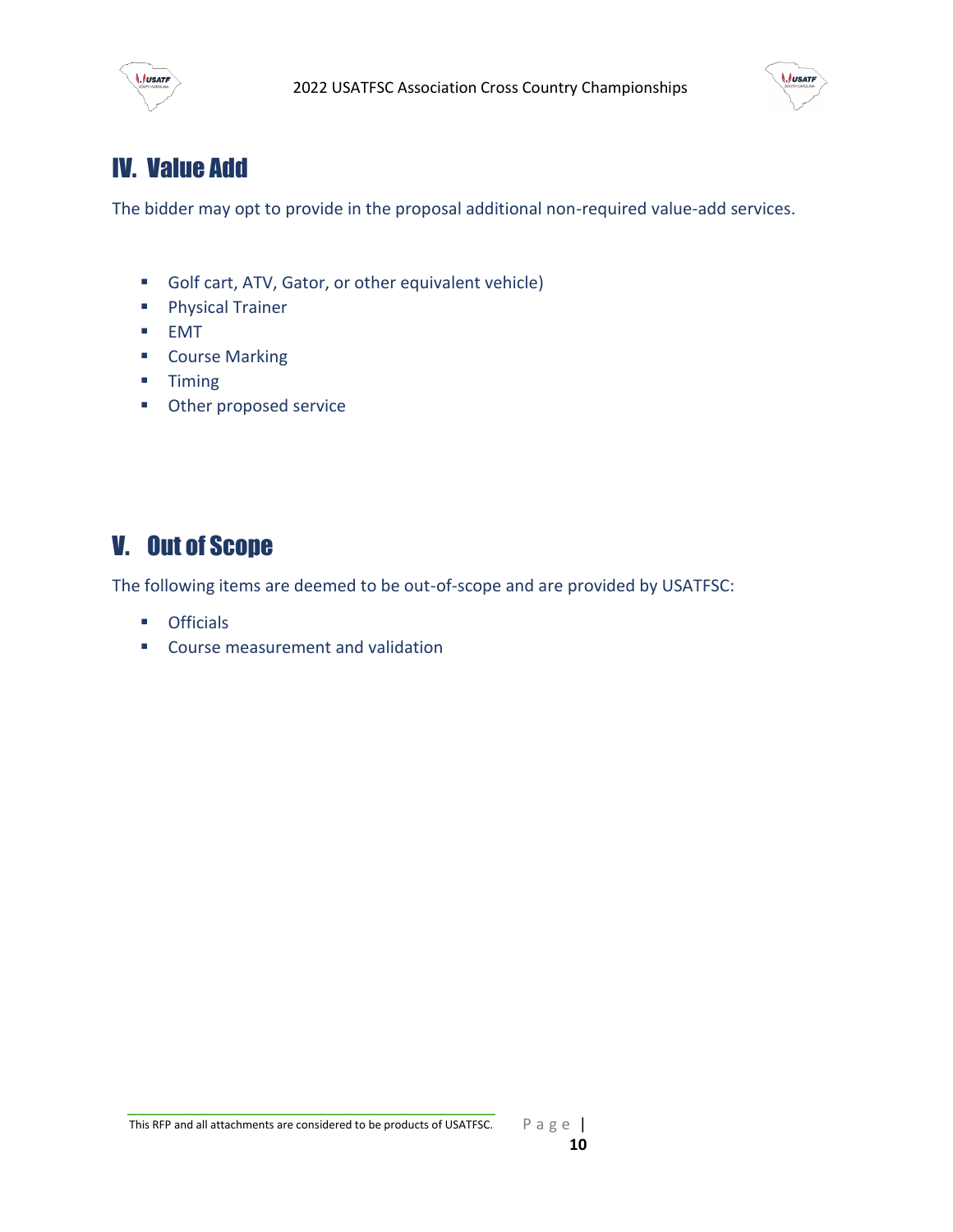# IV. Value Add

The bidder may opt to provide in the proposal additional non-required value-add services.

- Golf cart, ATV, Gator, or other equivalent vehicle)
- Physical Trainer
- EMT
- Course Marking
- Timing
- Other proposed service

# V. Out of Scope

The following items are deemed to be out-of-scope and are provided by USATFSC:

- Officials
- Course measurement and validation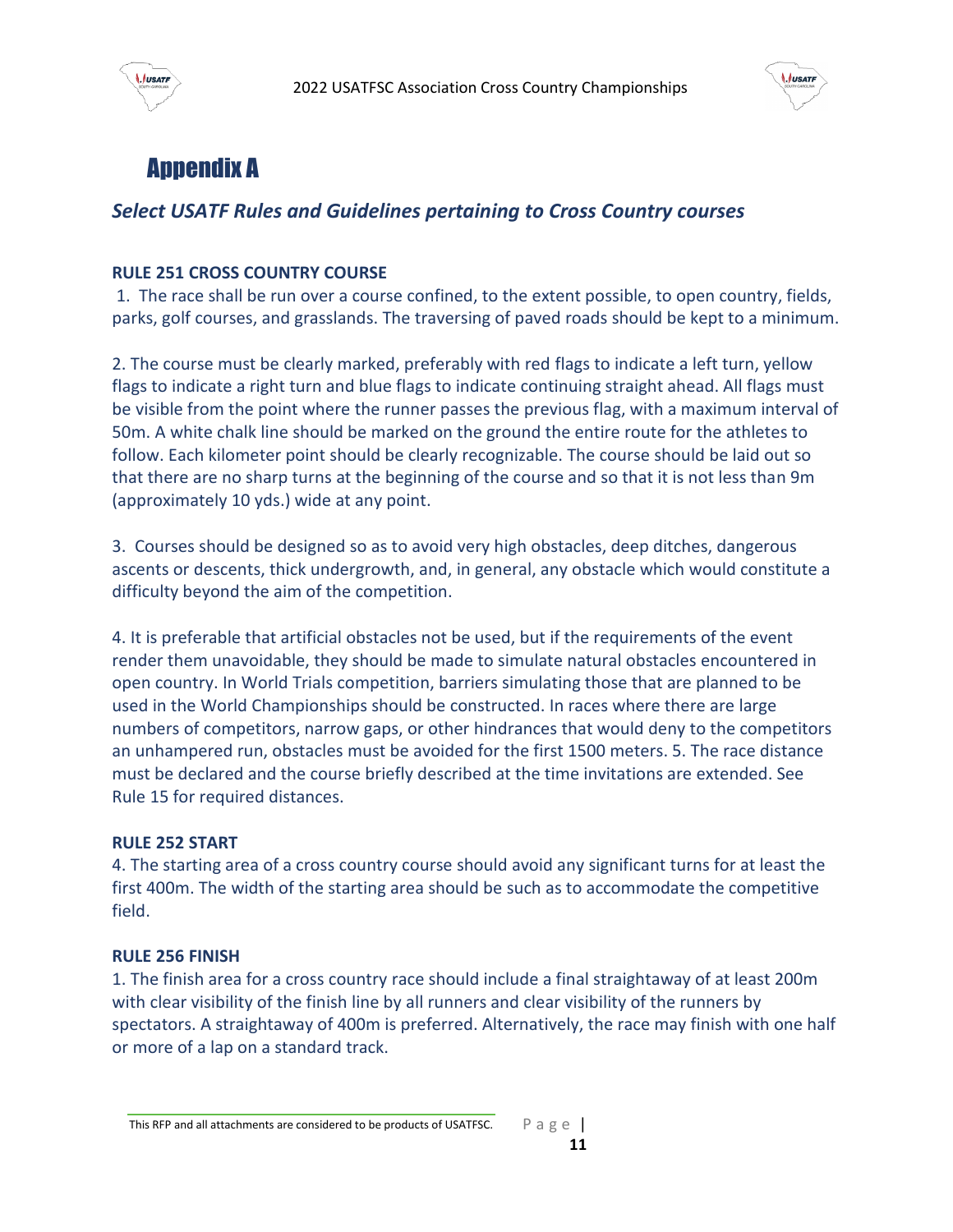# Appendix A

## *Select USATF Rules and Guidelines pertaining to Cross Country courses*

**RULE 251 CROSS COUNTRY COURSE**

1. The race shall be run over a course confined, to the extent possible, to open country, fields, parks, golf courses, and grasslands. The traversing of paved roads should be kept to a minimum.

2. The course must be clearly marked, preferably with red flags to indicate a left turn, yellow flags to indicate a right turn and blue flags to indicate continuing straight ahead. All flags must be visible from the point where the runner passes the previous flag, with a maximum interval of 50m. A white chalk line should be marked on the ground the entire route for the athletes to follow. Each kilometer point should be clearly recognizable. The course should be laid out so that there are no sharp turns at the beginning of the course and so that it is not less than 9m (approximately 10 yds.) wide at any point.

3. Courses should be designed so as to avoid very high obstacles, deep ditches, dangerous ascents or descents, thick undergrowth, and, in general, any obstacle which would constitute a difficulty beyond the aim of the competition.

4. It is preferable that artificial obstacles not be used, but if the requirements of the event render them unavoidable, they should be made to simulate natural obstacles encountered in open country. In World Trials competition, barriers simulating those that are planned to be used in the World Championships should be constructed. In races where there are large numbers of competitors, narrow gaps, or other hindrances that would deny to the competitors an unhampered run, obstacles must be avoided for the first 1500 meters. 5. The race distance must be declared and the course briefly described at the time invitations are extended. See Rule 15 for required distances.

**RULE 252 START**

4. The starting area of a cross country course should avoid any significant turns for at least the first 400m. The width of the starting area should be such as to accommodate the competitive field.

**RULE 256 FINISH**

1. The finish area for a cross country race should include a final straightaway of at least 200m with clear visibility of the finish line by all runners and clear visibility of the runners by spectators. A straightaway of 400m is preferred. Alternatively, the race may finish with one half or more of a lap on a standard track.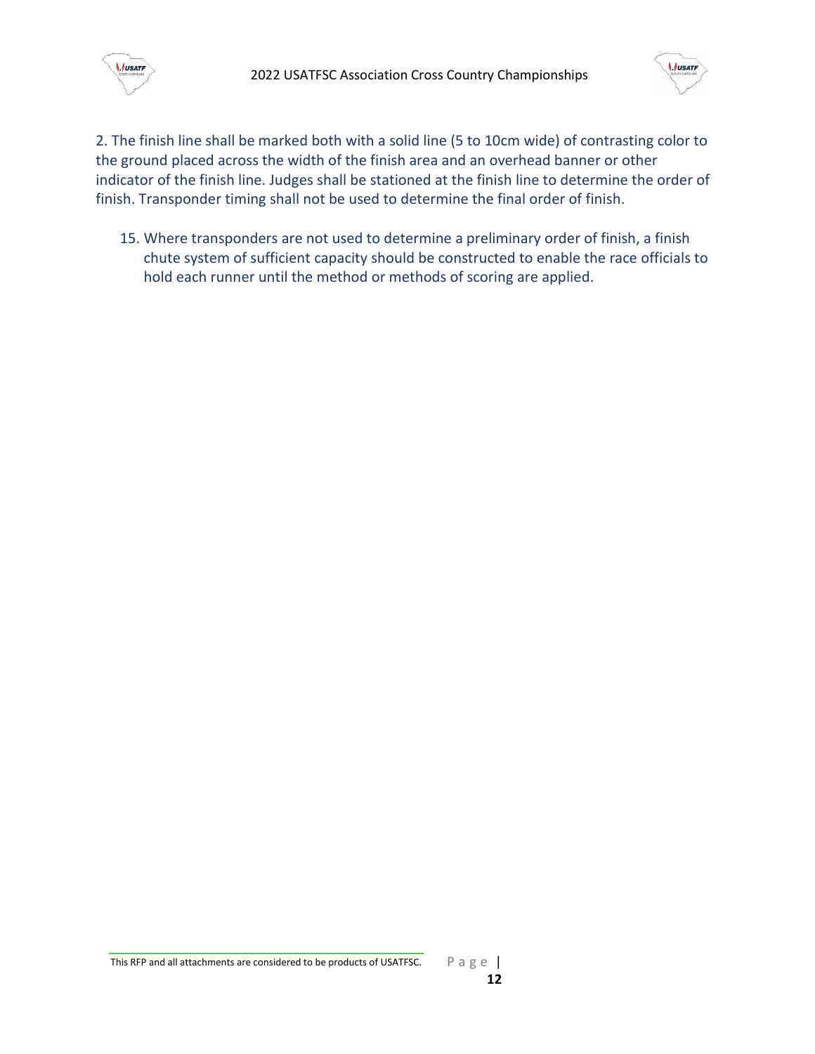2. The finish line shall be marked both with a solid line (5 to 10cm wide) of contrasting color to the ground placed across the width of the finish area and an overhead banner or other indicator of the finish line. Judges shall be stationed at the finish line to determine the order of finish. Transponder timing shall not be used to determine the final order of finish.

15. Where transponders are not used to determine a preliminary order of finish, a finish chute system of sufficient capacity should be constructed to enable the race officials to hold each runner until the method or methods of scoring are applied.

This RFP and all attachments are considered to be products of USATFSC.